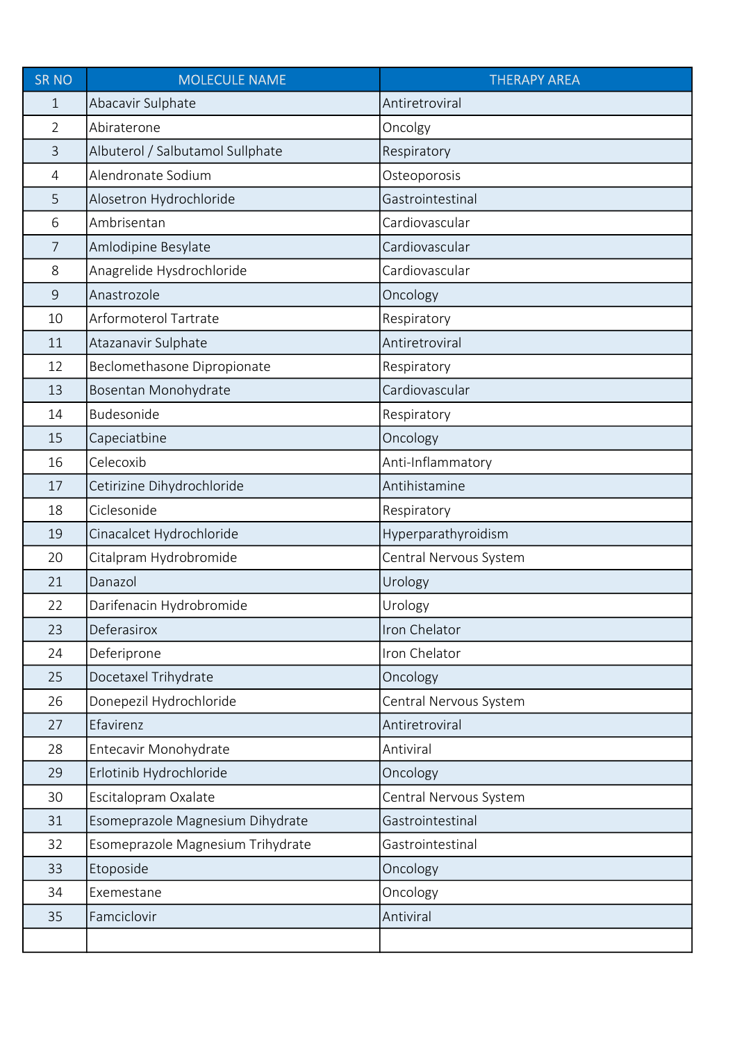| SR NO | MOLECULE NAME | THERAPY AREA |
|---|---|---|
| 1 | Abacavir Sulphate | Antiretroviral |
| 2 | Abiraterone | Oncolgy |
| 3 | Albuterol / Salbutamol Sullphate | Respiratory |
| 4 | Alendronate Sodium | Osteoporosis |
| 5 | Alosetron Hydrochloride | Gastrointestinal |
| 6 | Ambrisentan | Cardiovascular |
| 7 | Amlodipine Besylate | Cardiovascular |
| 8 | Anagrelide Hysdrochloride | Cardiovascular |
| 9 | Anastrozole | Oncology |
| 10 | Arformoterol Tartrate | Respiratory |
| 11 | Atazanavir Sulphate | Antiretroviral |
| 12 | Beclomethasone Dipropionate | Respiratory |
| 13 | Bosentan Monohydrate | Cardiovascular |
| 14 | Budesonide | Respiratory |
| 15 | Capeciatbine | Oncology |
| 16 | Celecoxib | Anti-Inflammatory |
| 17 | Cetirizine Dihydrochloride | Antihistamine |
| 18 | Ciclesonide | Respiratory |
| 19 | Cinacalcet Hydrochloride | Hyperparathyroidism |
| 20 | Citalpram Hydrobromide | Central Nervous System |
| 21 | Danazol | Urology |
| 22 | Darifenacin Hydrobromide | Urology |
| 23 | Deferasirox | Iron Chelator |
| 24 | Deferiprone | Iron Chelator |
| 25 | Docetaxel Trihydrate | Oncology |
| 26 | Donepezil Hydrochloride | Central Nervous System |
| 27 | Efavirenz | Antiretroviral |
| 28 | Entecavir Monohydrate | Antiviral |
| 29 | Erlotinib Hydrochloride | Oncology |
| 30 | Escitalopram Oxalate | Central Nervous System |
| 31 | Esomeprazole Magnesium Dihydrate | Gastrointestinal |
| 32 | Esomeprazole Magnesium Trihydrate | Gastrointestinal |
| 33 | Etoposide | Oncology |
| 34 | Exemestane | Oncology |
| 35 | Famciclovir | Antiviral |
| | | |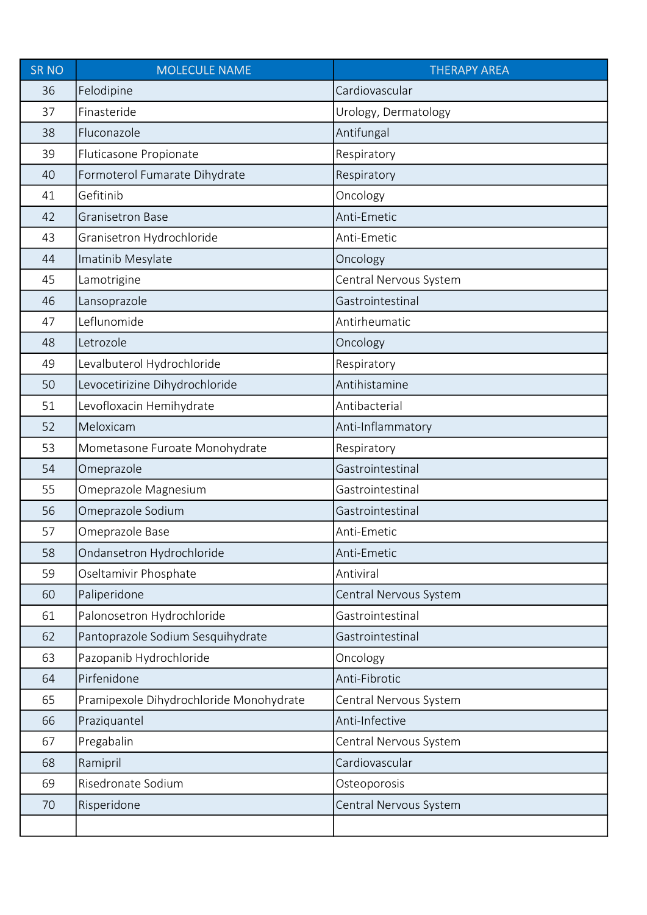| SR NO | MOLECULE NAME | THERAPY AREA |
|---|---|---|
| 36 | Felodipine | Cardiovascular |
| 37 | Finasteride | Urology, Dermatology |
| 38 | Fluconazole | Antifungal |
| 39 | Fluticasone Propionate | Respiratory |
| 40 | Formoterol Fumarate Dihydrate | Respiratory |
| 41 | Gefitinib | Oncology |
| 42 | Granisetron Base | Anti-Emetic |
| 43 | Granisetron Hydrochloride | Anti-Emetic |
| 44 | Imatinib Mesylate | Oncology |
| 45 | Lamotrigine | Central Nervous System |
| 46 | Lansoprazole | Gastrointestinal |
| 47 | Leflunomide | Antirheumatic |
| 48 | Letrozole | Oncology |
| 49 | Levalbuterol Hydrochloride | Respiratory |
| 50 | Levocetirizine Dihydrochloride | Antihistamine |
| 51 | Levofloxacin Hemihydrate | Antibacterial |
| 52 | Meloxicam | Anti-Inflammatory |
| 53 | Mometasone Furoate Monohydrate | Respiratory |
| 54 | Omeprazole | Gastrointestinal |
| 55 | Omeprazole Magnesium | Gastrointestinal |
| 56 | Omeprazole Sodium | Gastrointestinal |
| 57 | Omeprazole Base | Anti-Emetic |
| 58 | Ondansetron Hydrochloride | Anti-Emetic |
| 59 | Oseltamivir Phosphate | Antiviral |
| 60 | Paliperidone | Central Nervous System |
| 61 | Palonosetron Hydrochloride | Gastrointestinal |
| 62 | Pantoprazole Sodium Sesquihydrate | Gastrointestinal |
| 63 | Pazopanib Hydrochloride | Oncology |
| 64 | Pirfenidone | Anti-Fibrotic |
| 65 | Pramipexole Dihydrochloride Monohydrate | Central Nervous System |
| 66 | Praziquantel | Anti-Infective |
| 67 | Pregabalin | Central Nervous System |
| 68 | Ramipril | Cardiovascular |
| 69 | Risedronate Sodium | Osteoporosis |
| 70 | Risperidone | Central Nervous System |
| | | |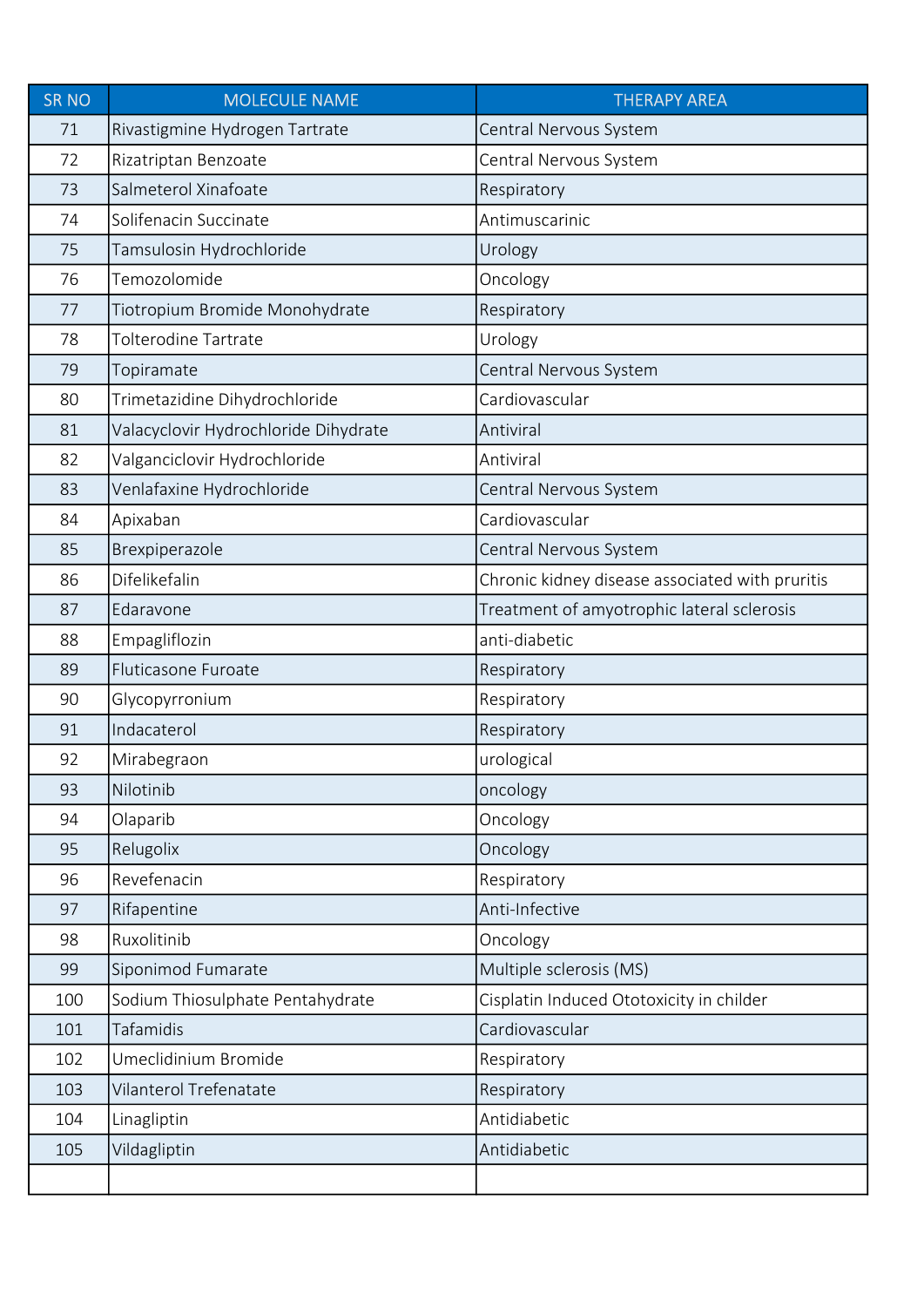| SR NO | MOLECULE NAME | THERAPY AREA |
|---|---|---|
| 71 | Rivastigmine Hydrogen Tartrate | Central Nervous System |
| 72 | Rizatriptan Benzoate | Central Nervous System |
| 73 | Salmeterol Xinafoate | Respiratory |
| 74 | Solifenacin Succinate | Antimuscarinic |
| 75 | Tamsulosin Hydrochloride | Urology |
| 76 | Temozolomide | Oncology |
| 77 | Tiotropium Bromide Monohydrate | Respiratory |
| 78 | Tolterodine Tartrate | Urology |
| 79 | Topiramate | Central Nervous System |
| 80 | Trimetazidine Dihydrochloride | Cardiovascular |
| 81 | Valacyclovir Hydrochloride Dihydrate | Antiviral |
| 82 | Valganciclovir Hydrochloride | Antiviral |
| 83 | Venlafaxine Hydrochloride | Central Nervous System |
| 84 | Apixaban | Cardiovascular |
| 85 | Brexpiperazole | Central Nervous System |
| 86 | Difelikefalin | Chronic kidney disease associated with pruritis |
| 87 | Edaravone | Treatment of amyotrophic lateral sclerosis |
| 88 | Empagliflozin | anti-diabetic |
| 89 | Fluticasone Furoate | Respiratory |
| 90 | Glycopyrronium | Respiratory |
| 91 | Indacaterol | Respiratory |
| 92 | Mirabegraon | urological |
| 93 | Nilotinib | oncology |
| 94 | Olaparib | Oncology |
| 95 | Relugolix | Oncology |
| 96 | Revefenacin | Respiratory |
| 97 | Rifapentine | Anti-Infective |
| 98 | Ruxolitinib | Oncology |
| 99 | Siponimod Fumarate | Multiple sclerosis (MS) |
| 100 | Sodium Thiosulphate Pentahydrate | Cisplatin Induced Ototoxicity in childer |
| 101 | Tafamidis | Cardiovascular |
| 102 | Umeclidinium Bromide | Respiratory |
| 103 | Vilanterol Trefenatate | Respiratory |
| 104 | Linagliptin | Antidiabetic |
| 105 | Vildagliptin | Antidiabetic |
| | | |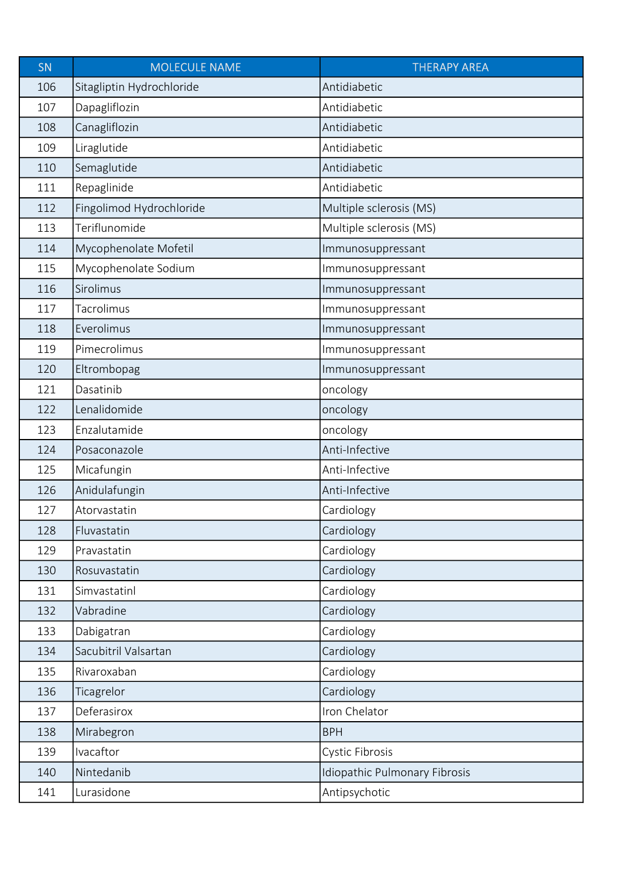| SN | MOLECULE NAME | THERAPY AREA |
|---|---|---|
| 106 | Sitagliptin Hydrochloride | Antidiabetic |
| 107 | Dapagliflozin | Antidiabetic |
| 108 | Canagliflozin | Antidiabetic |
| 109 | Liraglutide | Antidiabetic |
| 110 | Semaglutide | Antidiabetic |
| 111 | Repaglinide | Antidiabetic |
| 112 | Fingolimod Hydrochloride | Multiple sclerosis (MS) |
| 113 | Teriflunomide | Multiple sclerosis (MS) |
| 114 | Mycophenolate Mofetil | Immunosuppressant |
| 115 | Mycophenolate Sodium | Immunosuppressant |
| 116 | Sirolimus | Immunosuppressant |
| 117 | Tacrolimus | Immunosuppressant |
| 118 | Everolimus | Immunosuppressant |
| 119 | Pimecrolimus | Immunosuppressant |
| 120 | Eltrombopag | Immunosuppressant |
| 121 | Dasatinib | oncology |
| 122 | Lenalidomide | oncology |
| 123 | Enzalutamide | oncology |
| 124 | Posaconazole | Anti-Infective |
| 125 | Micafungin | Anti-Infective |
| 126 | Anidulafungin | Anti-Infective |
| 127 | Atorvastatin | Cardiology |
| 128 | Fluvastatin | Cardiology |
| 129 | Pravastatin | Cardiology |
| 130 | Rosuvastatin | Cardiology |
| 131 | Simvastatinl | Cardiology |
| 132 | Vabradine | Cardiology |
| 133 | Dabigatran | Cardiology |
| 134 | Sacubitril Valsartan | Cardiology |
| 135 | Rivaroxaban | Cardiology |
| 136 | Ticagrelor | Cardiology |
| 137 | Deferasirox | Iron Chelator |
| 138 | Mirabegron | BPH |
| 139 | Ivacaftor | Cystic Fibrosis |
| 140 | Nintedanib | Idiopathic Pulmonary Fibrosis |
| 141 | Lurasidone | Antipsychotic |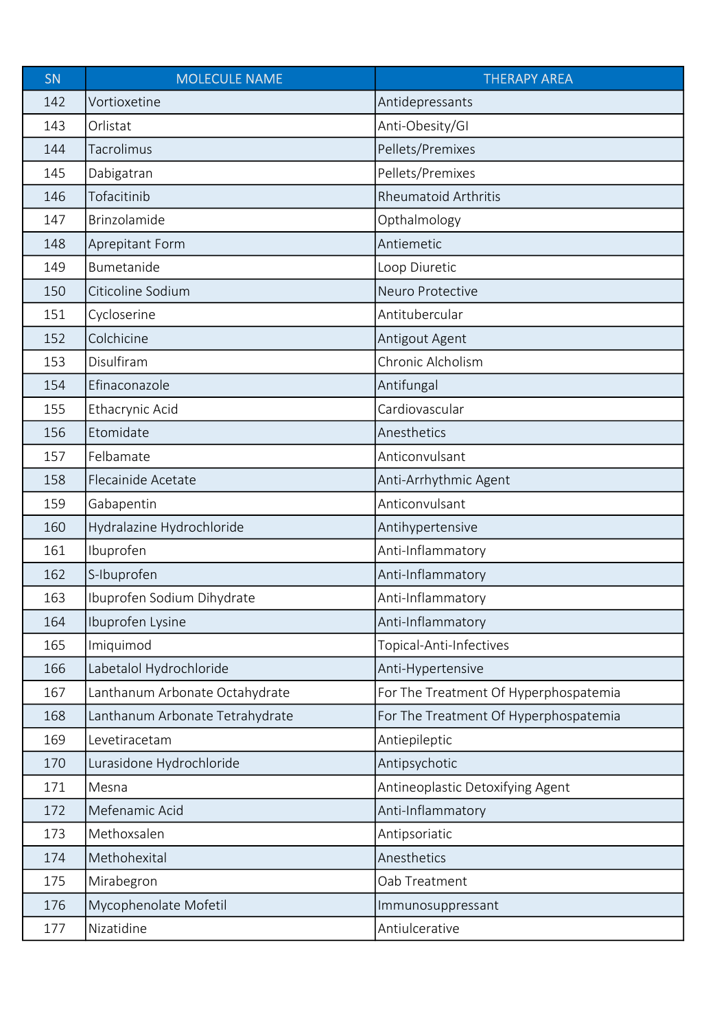| SN | MOLECULE NAME | THERAPY AREA |
|---|---|---|
| 142 | Vortioxetine | Antidepressants |
| 143 | Orlistat | Anti-Obesity/GI |
| 144 | Tacrolimus | Pellets/Premixes |
| 145 | Dabigatran | Pellets/Premixes |
| 146 | Tofacitinib | Rheumatoid Arthritis |
| 147 | Brinzolamide | Opthalmology |
| 148 | Aprepitant Form | Antiemetic |
| 149 | Bumetanide | Loop Diuretic |
| 150 | Citicoline Sodium | Neuro Protective |
| 151 | Cycloserine | Antitubercular |
| 152 | Colchicine | Antigout Agent |
| 153 | Disulfiram | Chronic Alcholism |
| 154 | Efinaconazole | Antifungal |
| 155 | Ethacrynic Acid | Cardiovascular |
| 156 | Etomidate | Anesthetics |
| 157 | Felbamate | Anticonvulsant |
| 158 | Flecainide Acetate | Anti-Arrhythmic Agent |
| 159 | Gabapentin | Anticonvulsant |
| 160 | Hydralazine Hydrochloride | Antihypertensive |
| 161 | Ibuprofen | Anti-Inflammatory |
| 162 | S-Ibuprofen | Anti-Inflammatory |
| 163 | Ibuprofen Sodium Dihydrate | Anti-Inflammatory |
| 164 | Ibuprofen Lysine | Anti-Inflammatory |
| 165 | Imiquimod | Topical-Anti-Infectives |
| 166 | Labetalol Hydrochloride | Anti-Hypertensive |
| 167 | Lanthanum Arbonate Octahydrate | For The Treatment Of Hyperphospatemia |
| 168 | Lanthanum Arbonate Tetrahydrate | For The Treatment Of Hyperphospatemia |
| 169 | Levetiracetam | Antiepileptic |
| 170 | Lurasidone Hydrochloride | Antipsychotic |
| 171 | Mesna | Antineoplastic Detoxifying Agent |
| 172 | Mefenamic Acid | Anti-Inflammatory |
| 173 | Methoxsalen | Antipsoriatic |
| 174 | Methohexital | Anesthetics |
| 175 | Mirabegron | Oab Treatment |
| 176 | Mycophenolate Mofetil | Immunosuppressant |
| 177 | Nizatidine | Antiulcerative |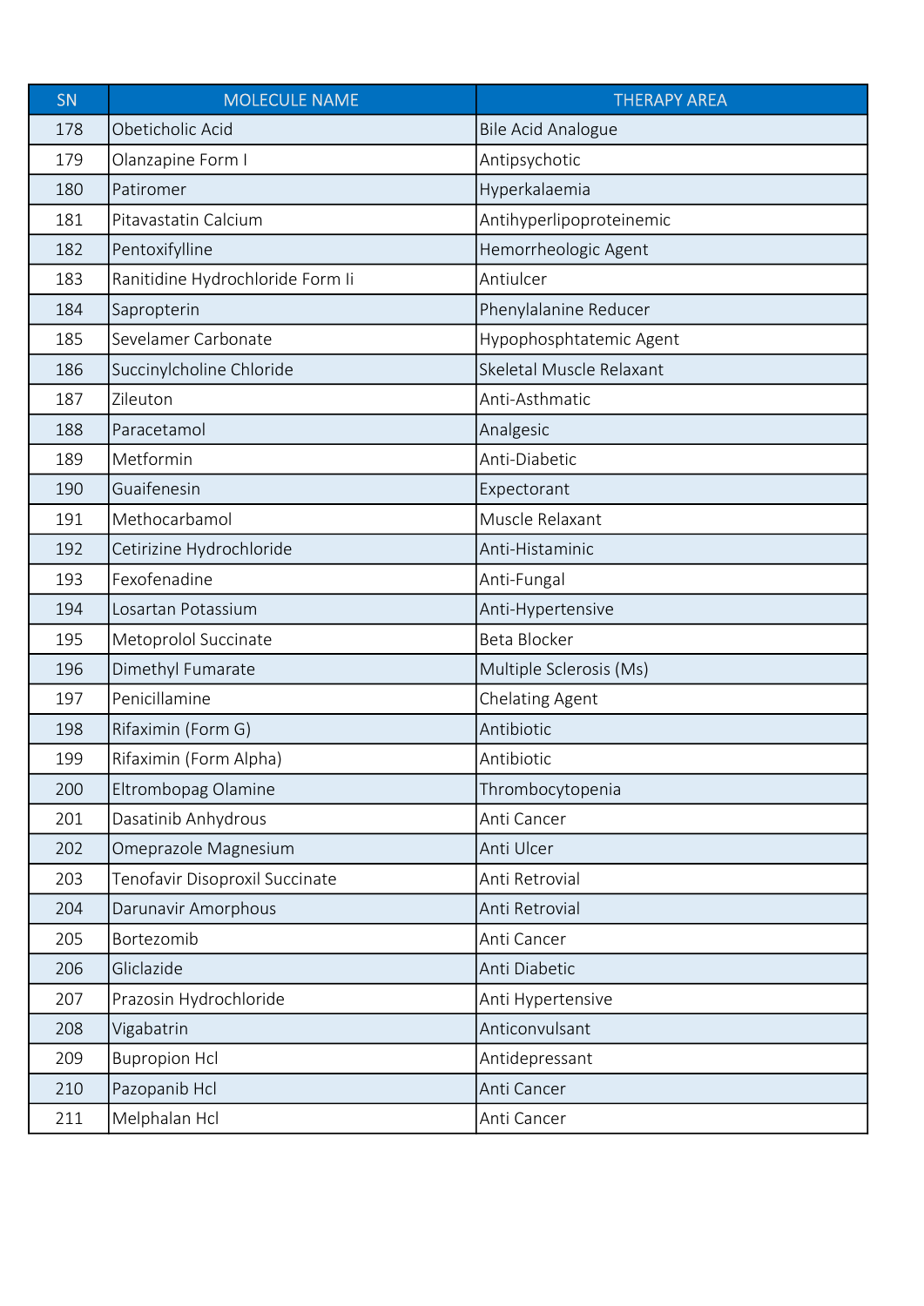| SN | MOLECULE NAME | THERAPY AREA |
|---|---|---|
| 178 | Obeticholic Acid | Bile Acid Analogue |
| 179 | Olanzapine Form I | Antipsychotic |
| 180 | Patiromer | Hyperkalaemia |
| 181 | Pitavastatin Calcium | Antihyperlipoproteinemic |
| 182 | Pentoxifylline | Hemorrheologic Agent |
| 183 | Ranitidine Hydrochloride Form Ii | Antiulcer |
| 184 | Sapropterin | Phenylalanine Reducer |
| 185 | Sevelamer Carbonate | Hypophosphtatemic Agent |
| 186 | Succinylcholine Chloride | Skeletal Muscle Relaxant |
| 187 | Zileuton | Anti-Asthmatic |
| 188 | Paracetamol | Analgesic |
| 189 | Metformin | Anti-Diabetic |
| 190 | Guaifenesin | Expectorant |
| 191 | Methocarbamol | Muscle Relaxant |
| 192 | Cetirizine Hydrochloride | Anti-Histaminic |
| 193 | Fexofenadine | Anti-Fungal |
| 194 | Losartan Potassium | Anti-Hypertensive |
| 195 | Metoprolol Succinate | Beta Blocker |
| 196 | Dimethyl Fumarate | Multiple Sclerosis (Ms) |
| 197 | Penicillamine | Chelating Agent |
| 198 | Rifaximin (Form G) | Antibiotic |
| 199 | Rifaximin (Form Alpha) | Antibiotic |
| 200 | Eltrombopag Olamine | Thrombocytopenia |
| 201 | Dasatinib Anhydrous | Anti Cancer |
| 202 | Omeprazole Magnesium | Anti Ulcer |
| 203 | Tenofavir Disoproxil Succinate | Anti Retrovial |
| 204 | Darunavir Amorphous | Anti Retrovial |
| 205 | Bortezomib | Anti Cancer |
| 206 | Gliclazide | Anti Diabetic |
| 207 | Prazosin Hydrochloride | Anti Hypertensive |
| 208 | Vigabatrin | Anticonvulsant |
| 209 | Bupropion Hcl | Antidepressant |
| 210 | Pazopanib Hcl | Anti Cancer |
| 211 | Melphalan Hcl | Anti Cancer |